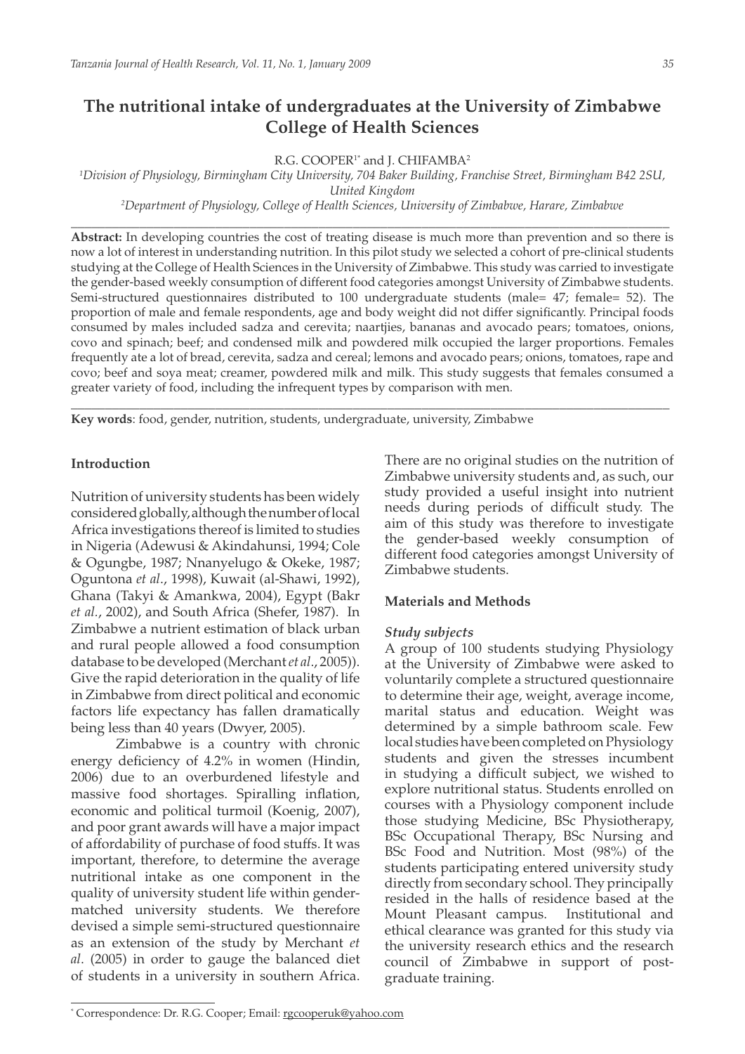# The nutritional intake of undergraduates at the University of Zimbabwe College of Health Sciences

R.G. COOPER[1*] and J. CHIFAMBA[2]

[1]Division of Physiology, Birmingham City University, 704 Baker Building, Franchise Street, Birmingham B42 2SU, United Kingdom

[2]Department of Physiology, College of Health Sciences, University of Zimbabwe, Harare, Zimbabwe

**Abstract:** In developing countries the cost of treating disease is much more than prevention and so there is now a lot of interest in understanding nutrition. In this pilot study we selected a cohort of pre-clinical students studying at the College of Health Sciences in the University of Zimbabwe. This study was carried to investigate the gender-based weekly consumption of different food categories amongst University of Zimbabwe students. Semi-structured questionnaires distributed to 100 undergraduate students (male= 47; female= 52). The proportion of male and female respondents, age and body weight did not differ significantly. Principal foods consumed by males included sadza and cerevita; naartjies, bananas and avocado pears; tomatoes, onions, covo and spinach; beef; and condensed milk and powdered milk occupied the larger proportions. Females frequently ate a lot of bread, cerevita, sadza and cereal; lemons and avocado pears; onions, tomatoes, rape and covo; beef and soya meat; creamer, powdered milk and milk. This study suggests that females consumed a greater variety of food, including the infrequent types by comparison with men.

**Key words**: food, gender, nutrition, students, undergraduate, university, Zimbabwe

## Introduction

Nutrition of university students has been widely considered globally, although the number of local Africa investigations thereof is limited to studies in Nigeria (Adewusi & Akindahunsi, 1994; Cole & Ogungbe, 1987; Nnanyelugo & Okeke, 1987; Oguntona *et al*., 1998), Kuwait (al-Shawi, 1992), Ghana (Takyi & Amankwa, 2004), Egypt (Bakr *et al.*, 2002), and South Africa (Shefer, 1987). In Zimbabwe a nutrient estimation of black urban and rural people allowed a food consumption database to be developed (Merchant *et al*., 2005)). Give the rapid deterioration in the quality of life in Zimbabwe from direct political and economic factors life expectancy has fallen dramatically being less than 40 years (Dwyer, 2005).

Zimbabwe is a country with chronic energy deficiency of 4.2% in women (Hindin, 2006) due to an overburdened lifestyle and massive food shortages. Spiralling inflation, economic and political turmoil (Koenig, 2007), and poor grant awards will have a major impact of affordability of purchase of food stuffs. It was important, therefore, to determine the average nutritional intake as one component in the quality of university student life within gender-matched university students. We therefore devised a simple semi-structured questionnaire as an extension of the study by Merchant *et al*. (2005) in order to gauge the balanced diet of students in a university in southern Africa. There are no original studies on the nutrition of Zimbabwe university students and, as such, our study provided a useful insight into nutrient needs during periods of difficult study. The aim of this study was therefore to investigate the gender-based weekly consumption of different food categories amongst University of Zimbabwe students.

## Materials and Methods

### *Study subjects*

A group of 100 students studying Physiology at the University of Zimbabwe were asked to voluntarily complete a structured questionnaire to determine their age, weight, average income, marital status and education. Weight was determined by a simple bathroom scale. Few local studies have been completed on Physiology students and given the stresses incumbent in studying a difficult subject, we wished to explore nutritional status. Students enrolled on courses with a Physiology component include those studying Medicine, BSc Physiotherapy, BSc Occupational Therapy, BSc Nursing and BSc Food and Nutrition. Most (98%) of the students participating entered university study directly from secondary school. They principally resided in the halls of residence based at the Mount Pleasant campus. Institutional and ethical clearance was granted for this study via the university research ethics and the research council of Zimbabwe in support of post-graduate training.

[*] Correspondence: Dr. R.G. Cooper; Email: rgcooperuk@yahoo.com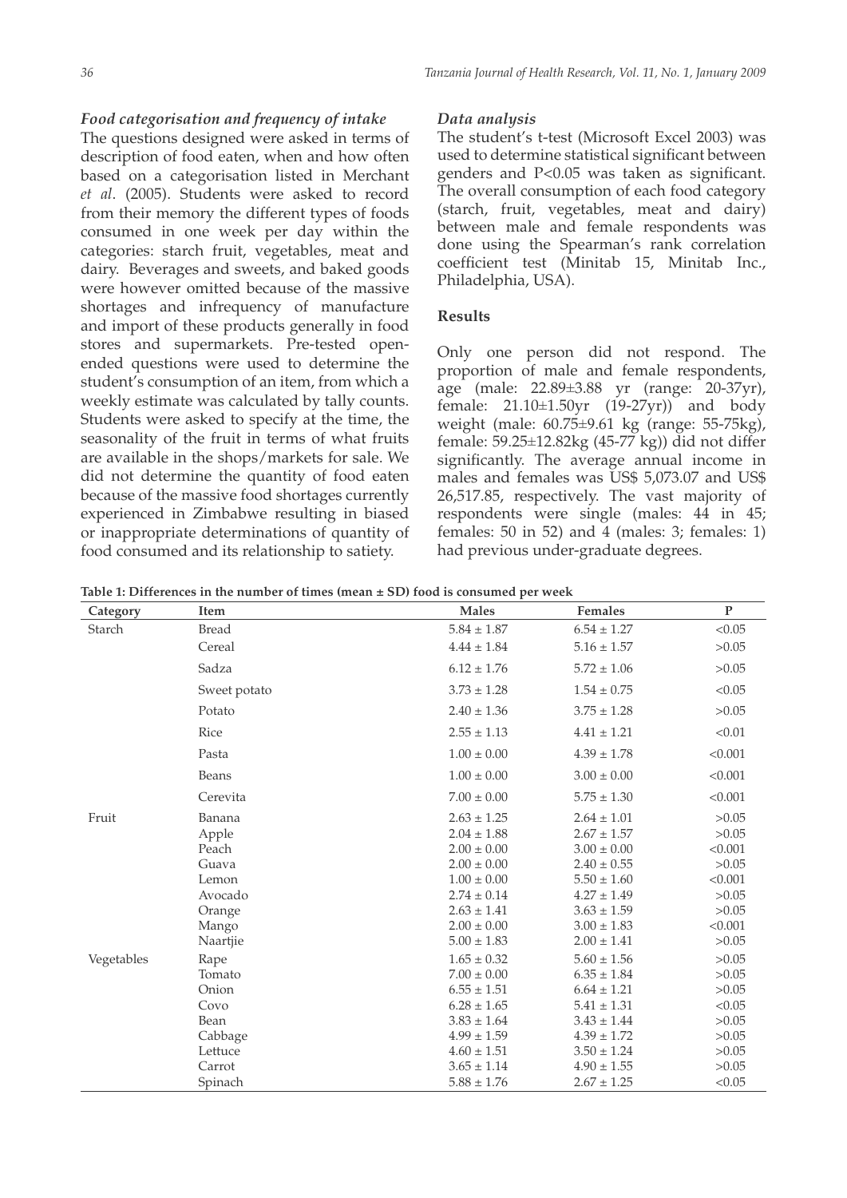### *Food categorisation and frequency of intake*

The questions designed were asked in terms of description of food eaten, when and how often based on a categorisation listed in Merchant *et al*. (2005). Students were asked to record from their memory the different types of foods consumed in one week per day within the categories: starch fruit, vegetables, meat and dairy. Beverages and sweets, and baked goods were however omitted because of the massive shortages and infrequency of manufacture and import of these products generally in food stores and supermarkets. Pre-tested open-ended questions were used to determine the student's consumption of an item, from which a weekly estimate was calculated by tally counts. Students were asked to specify at the time, the seasonality of the fruit in terms of what fruits are available in the shops/markets for sale. We did not determine the quantity of food eaten because of the massive food shortages currently experienced in Zimbabwe resulting in biased or inappropriate determinations of quantity of food consumed and its relationship to satiety.

### *Data analysis*

The student's t-test (Microsoft Excel 2003) was used to determine statistical significant between genders and P<0.05 was taken as significant. The overall consumption of each food category (starch, fruit, vegetables, meat and dairy) between male and female respondents was done using the Spearman's rank correlation coefficient test (Minitab 15, Minitab Inc., Philadelphia, USA).

## Results

Only one person did not respond. The proportion of male and female respondents, age (male: 22.89±3.88 yr (range: 20-37yr), female: 21.10±1.50yr (19-27yr)) and body weight (male: 60.75±9.61 kg (range: 55-75kg), female: 59.25±12.82kg (45-77 kg)) did not differ significantly. The average annual income in males and females was US$ 5,073.07 and US$ 26,517.85, respectively. The vast majority of respondents were single (males: 44 in 45; females: 50 in 52) and 4 (males: 3; females: 1) had previous under-graduate degrees.

**Table 1: Differences in the number of times (mean ± SD) food is consumed per week**

| Category | Item | Males | Females | P |
|---|---|---|---|---|
| Starch | Bread | 5.84 ± 1.87 | 6.54 ± 1.27 | <0.05 |
| | Cereal | 4.44 ± 1.84 | 5.16 ± 1.57 | >0.05 |
| | Sadza | 6.12 ± 1.76 | 5.72 ± 1.06 | >0.05 |
| | Sweet potato | 3.73 ± 1.28 | 1.54 ± 0.75 | <0.05 |
| | Potato | 2.40 ± 1.36 | 3.75 ± 1.28 | >0.05 |
| | Rice | 2.55 ± 1.13 | 4.41 ± 1.21 | <0.01 |
| | Pasta | 1.00 ± 0.00 | 4.39 ± 1.78 | <0.001 |
| | Beans | 1.00 ± 0.00 | 3.00 ± 0.00 | <0.001 |
| | Cerevita | 7.00 ± 0.00 | 5.75 ± 1.30 | <0.001 |
| Fruit | Banana | 2.63 ± 1.25 | 2.64 ± 1.01 | >0.05 |
| | Apple | 2.04 ± 1.88 | 2.67 ± 1.57 | >0.05 |
| | Peach | 2.00 ± 0.00 | 3.00 ± 0.00 | <0.001 |
| | Guava | 2.00 ± 0.00 | 2.40 ± 0.55 | >0.05 |
| | Lemon | 1.00 ± 0.00 | 5.50 ± 1.60 | <0.001 |
| | Avocado | 2.74 ± 0.14 | 4.27 ± 1.49 | >0.05 |
| | Orange | 2.63 ± 1.41 | 3.63 ± 1.59 | >0.05 |
| | Mango | 2.00 ± 0.00 | 3.00 ± 1.83 | <0.001 |
| | Naartjie | 5.00 ± 1.83 | 2.00 ± 1.41 | >0.05 |
| Vegetables | Rape | 1.65 ± 0.32 | 5.60 ± 1.56 | >0.05 |
| | Tomato | 7.00 ± 0.00 | 6.35 ± 1.84 | >0.05 |
| | Onion | 6.55 ± 1.51 | 6.64 ± 1.21 | >0.05 |
| | Covo | 6.28 ± 1.65 | 5.41 ± 1.31 | <0.05 |
| | Bean | 3.83 ± 1.64 | 3.43 ± 1.44 | >0.05 |
| | Cabbage | 4.99 ± 1.59 | 4.39 ± 1.72 | >0.05 |
| | Lettuce | 4.60 ± 1.51 | 3.50 ± 1.24 | >0.05 |
| | Carrot | 3.65 ± 1.14 | 4.90 ± 1.55 | >0.05 |
| | Spinach | 5.88 ± 1.76 | 2.67 ± 1.25 | <0.05 |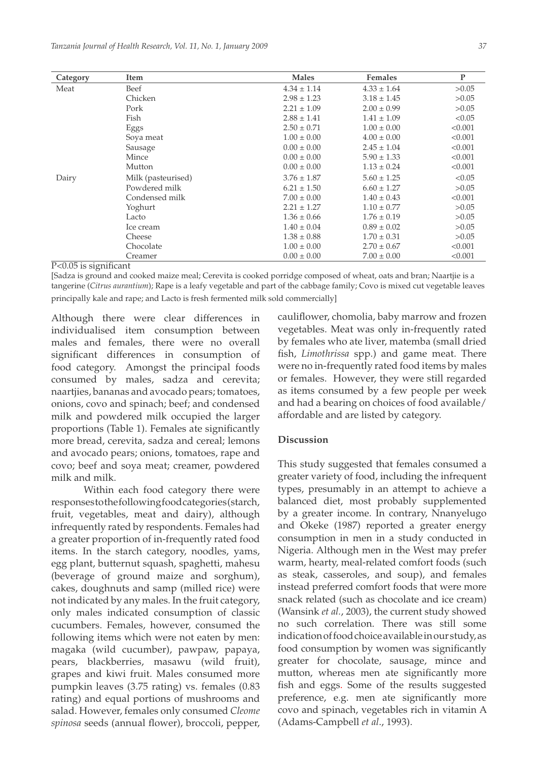| Category | Item | Males | Females | P |
|---|---|---|---|---|
| Meat | Beef | 4.34 ± 1.14 | 4.33 ± 1.64 | >0.05 |
| | Chicken | 2.98 ± 1.23 | 3.18 ± 1.45 | >0.05 |
| | Pork | 2.21 ± 1.09 | 2.00 ± 0.99 | >0.05 |
| | Fish | 2.88 ± 1.41 | 1.41 ± 1.09 | <0.05 |
| | Eggs | 2.50 ± 0.71 | 1.00 ± 0.00 | <0.001 |
| | Soya meat | 1.00 ± 0.00 | 4.00 ± 0.00 | <0.001 |
| | Sausage | 0.00 ± 0.00 | 2.45 ± 1.04 | <0.001 |
| | Mince | 0.00 ± 0.00 | 5.90 ± 1.33 | <0.001 |
| | Mutton | 0.00 ± 0.00 | 1.13 ± 0.24 | <0.001 |
| Dairy | Milk (pasteurised) | 3.76 ± 1.87 | 5.60 ± 1.25 | <0.05 |
| | Powdered milk | 6.21 ± 1.50 | 6.60 ± 1.27 | >0.05 |
| | Condensed milk | 7.00 ± 0.00 | 1.40 ± 0.43 | <0.001 |
| | Yoghurt | 2.21 ± 1.27 | 1.10 ± 0.77 | >0.05 |
| | Lacto | 1.36 ± 0.66 | 1.76 ± 0.19 | >0.05 |
| | Ice cream | 1.40 ± 0.04 | 0.89 ± 0.02 | >0.05 |
| | Cheese | 1.38 ± 0.88 | 1.70 ± 0.31 | >0.05 |
| | Chocolate | 1.00 ± 0.00 | 2.70 ± 0.67 | <0.001 |
| | Creamer | 0.00 ± 0.00 | 7.00 ± 0.00 | <0.001 |

P<0.05 is significant

[Sadza is ground and cooked maize meal; Cerevita is cooked porridge composed of wheat, oats and bran; Naartjie is a tangerine (*Citrus aurantium*); Rape is a leafy vegetable and part of the cabbage family; Covo is mixed cut vegetable leaves principally kale and rape; and Lacto is fresh fermented milk sold commercially]

Although there were clear differences in individualised item consumption between males and females, there were no overall significant differences in consumption of food category. Amongst the principal foods consumed by males, sadza and cerevita; naartjies, bananas and avocado pears; tomatoes, onions, covo and spinach; beef; and condensed milk and powdered milk occupied the larger proportions (Table 1). Females ate significantly more bread, cerevita, sadza and cereal; lemons and avocado pears; onions, tomatoes, rape and covo; beef and soya meat; creamer, powdered milk and milk.

Within each food category there were responses to the following food categories (starch, fruit, vegetables, meat and dairy), although infrequently rated by respondents. Females had a greater proportion of in-frequently rated food items. In the starch category, noodles, yams, egg plant, butternut squash, spaghetti, mahesu (beverage of ground maize and sorghum), cakes, doughnuts and samp (milled rice) were not indicated by any males. In the fruit category, only males indicated consumption of classic cucumbers. Females, however, consumed the following items which were not eaten by men: magaka (wild cucumber), pawpaw, papaya, pears, blackberries, masawu (wild fruit), grapes and kiwi fruit. Males consumed more pumpkin leaves (3.75 rating) vs. females (0.83 rating) and equal portions of mushrooms and salad. However, females only consumed *Cleome spinosa* seeds (annual flower), broccoli, pepper, cauliflower, chomolia, baby marrow and frozen vegetables. Meat was only in-frequently rated by females who ate liver, matemba (small dried fish, *Limothrissa* spp.) and game meat. There were no in-frequently rated food items by males or females. However, they were still regarded as items consumed by a few people per week and had a bearing on choices of food available/affordable and are listed by category.

## Discussion

This study suggested that females consumed a greater variety of food, including the infrequent types, presumably in an attempt to achieve a balanced diet, most probably supplemented by a greater income. In contrary, Nnanyelugo and Okeke (1987) reported a greater energy consumption in men in a study conducted in Nigeria. Although men in the West may prefer warm, hearty, meal-related comfort foods (such as steak, casseroles, and soup), and females instead preferred comfort foods that were more snack related (such as chocolate and ice cream) (Wansink *et al.*, 2003), the current study showed no such correlation. There was still some indication of food choice available in our study, as food consumption by women was significantly greater for chocolate, sausage, mince and mutton, whereas men ate significantly more fish and eggs. Some of the results suggested preference, e.g. men ate significantly more covo and spinach, vegetables rich in vitamin A (Adams-Campbell *et al.*, 1993).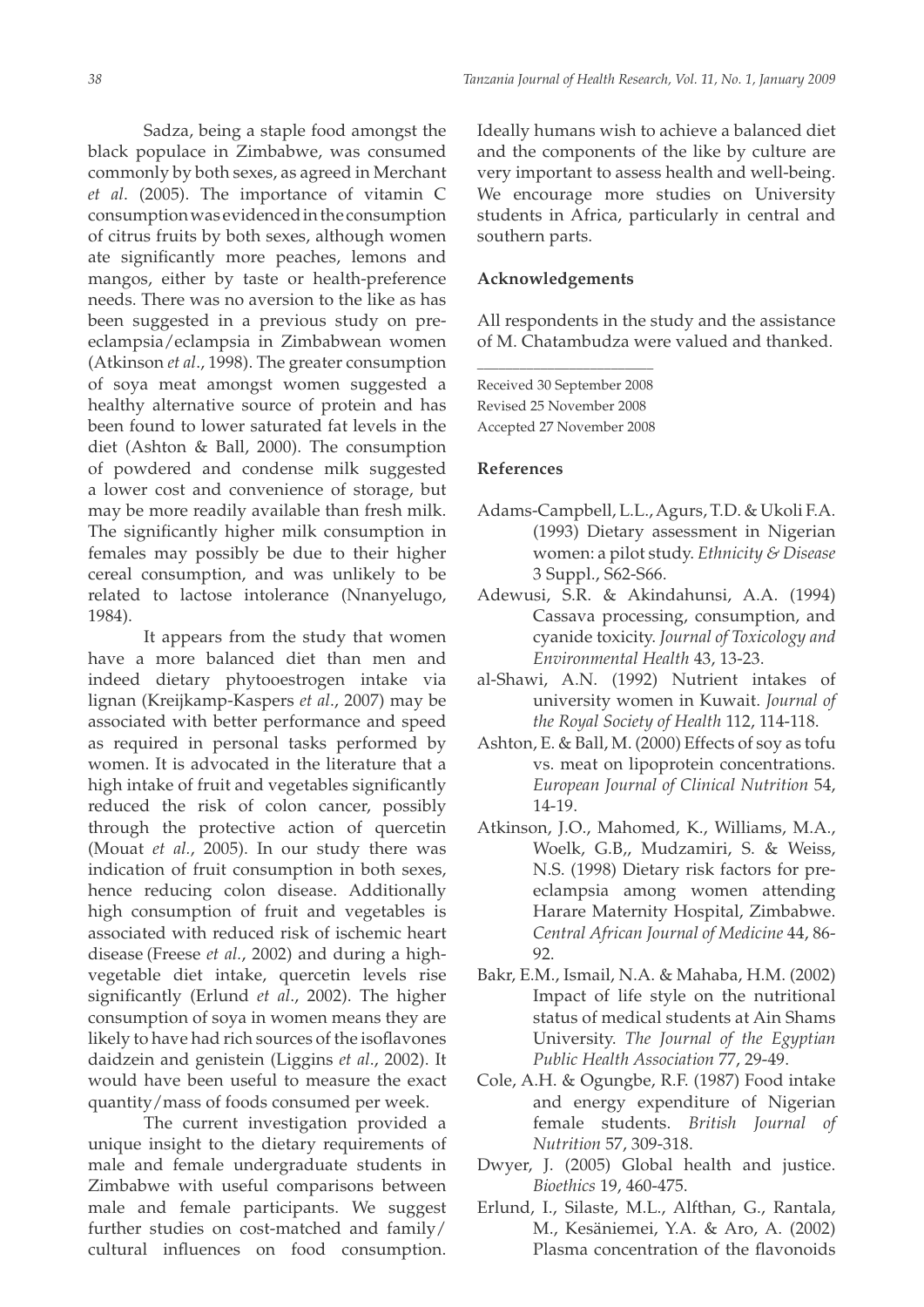Sadza, being a staple food amongst the black populace in Zimbabwe, was consumed commonly by both sexes, as agreed in Merchant *et al*. (2005). The importance of vitamin C consumption was evidenced in the consumption of citrus fruits by both sexes, although women ate significantly more peaches, lemons and mangos, either by taste or health-preference needs. There was no aversion to the like as has been suggested in a previous study on pre-eclampsia/eclampsia in Zimbabwean women (Atkinson *et al*., 1998). The greater consumption of soya meat amongst women suggested a healthy alternative source of protein and has been found to lower saturated fat levels in the diet (Ashton & Ball, 2000). The consumption of powdered and condense milk suggested a lower cost and convenience of storage, but may be more readily available than fresh milk. The significantly higher milk consumption in females may possibly be due to their higher cereal consumption, and was unlikely to be related to lactose intolerance (Nnanyelugo, 1984).

It appears from the study that women have a more balanced diet than men and indeed dietary phytooestrogen intake via lignan (Kreijkamp-Kaspers *et al*., 2007) may be associated with better performance and speed as required in personal tasks performed by women. It is advocated in the literature that a high intake of fruit and vegetables significantly reduced the risk of colon cancer, possibly through the protective action of quercetin (Mouat *et al.*, 2005). In our study there was indication of fruit consumption in both sexes, hence reducing colon disease. Additionally high consumption of fruit and vegetables is associated with reduced risk of ischemic heart disease (Freese *et al.*, 2002) and during a high-vegetable diet intake, quercetin levels rise significantly (Erlund *et al*., 2002). The higher consumption of soya in women means they are likely to have had rich sources of the isoflavones daidzein and genistein (Liggins *et al*., 2002). It would have been useful to measure the exact quantity/mass of foods consumed per week.

The current investigation provided a unique insight to the dietary requirements of male and female undergraduate students in Zimbabwe with useful comparisons between male and female participants. We suggest further studies on cost-matched and family/cultural influences on food consumption. Ideally humans wish to achieve a balanced diet and the components of the like by culture are very important to assess health and well-being. We encourage more studies on University students in Africa, particularly in central and southern parts.

## Acknowledgements

All respondents in the study and the assistance of M. Chatambudza were valued and thanked.

Received 30 September 2008
Revised 25 November 2008
Accepted 27 November 2008

## References

Adams-Campbell, L.L., Agurs, T.D. & Ukoli F.A. (1993) Dietary assessment in Nigerian women: a pilot study. *Ethnicity & Disease* 3 Suppl., S62-S66.

Adewusi, S.R. & Akindahunsi, A.A. (1994) Cassava processing, consumption, and cyanide toxicity. *Journal of Toxicology and Environmental Health* 43, 13-23.

al-Shawi, A.N. (1992) Nutrient intakes of university women in Kuwait. *Journal of the Royal Society of Health* 112, 114-118.

Ashton, E. & Ball, M. (2000) Effects of soy as tofu vs. meat on lipoprotein concentrations. *European Journal of Clinical Nutrition* 54, 14-19.

Atkinson, J.O., Mahomed, K., Williams, M.A., Woelk, G.B,, Mudzamiri, S. & Weiss, N.S. (1998) Dietary risk factors for pre-eclampsia among women attending Harare Maternity Hospital, Zimbabwe. *Central African Journal of Medicine* 44, 86-92.

Bakr, E.M., Ismail, N.A. & Mahaba, H.M. (2002) Impact of life style on the nutritional status of medical students at Ain Shams University. *The Journal of the Egyptian Public Health Association* 77, 29-49.

Cole, A.H. & Ogungbe, R.F. (1987) Food intake and energy expenditure of Nigerian female students. *British Journal of Nutrition* 57, 309-318.

Dwyer, J. (2005) Global health and justice. *Bioethics* 19, 460-475.

Erlund, I., Silaste, M.L., Alfthan, G., Rantala, M., Kesäniemei, Y.A. & Aro, A. (2002) Plasma concentration of the flavonoids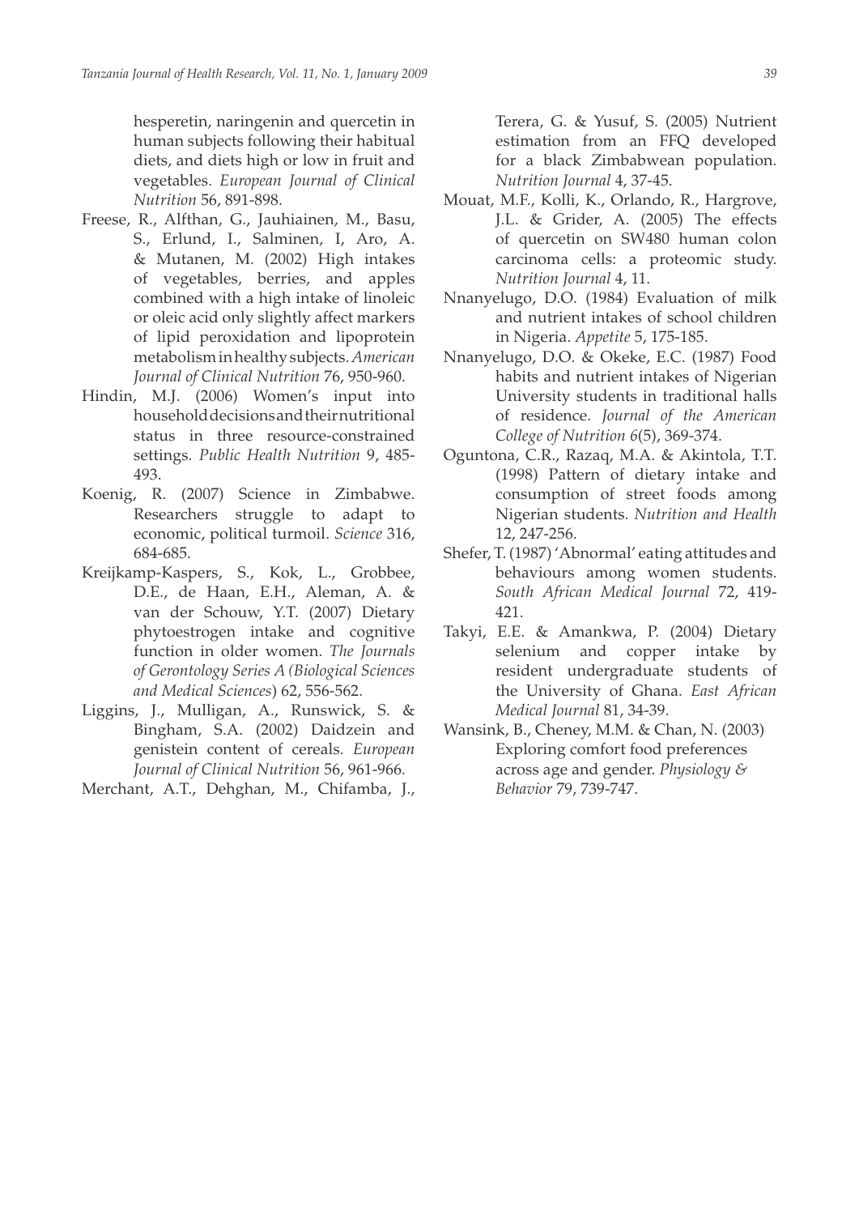hesperetin, naringenin and quercetin in human subjects following their habitual diets, and diets high or low in fruit and vegetables. *European Journal of Clinical Nutrition* 56, 891-898.

Freese, R., Alfthan, G., Jauhiainen, M., Basu, S., Erlund, I., Salminen, I, Aro, A. & Mutanen, M. (2002) High intakes of vegetables, berries, and apples combined with a high intake of linoleic or oleic acid only slightly affect markers of lipid peroxidation and lipoprotein metabolism in healthy subjects. *American Journal of Clinical Nutrition* 76, 950-960.

Hindin, M.J. (2006) Women's input into household decisions and their nutritional status in three resource-constrained settings. *Public Health Nutrition* 9, 485-493.

Koenig, R. (2007) Science in Zimbabwe. Researchers struggle to adapt to economic, political turmoil. *Science* 316, 684-685.

Kreijkamp-Kaspers, S., Kok, L., Grobbee, D.E., de Haan, E.H., Aleman, A. & van der Schouw, Y.T. (2007) Dietary phytoestrogen intake and cognitive function in older women. *The Journals of Gerontology Series A (Biological Sciences and Medical Sciences*) 62, 556-562.

Liggins, J., Mulligan, A., Runswick, S. & Bingham, S.A. (2002) Daidzein and genistein content of cereals. *European Journal of Clinical Nutrition* 56, 961-966.

Merchant, A.T., Dehghan, M., Chifamba, J., Terera, G. & Yusuf, S. (2005) Nutrient estimation from an FFQ developed for a black Zimbabwean population. *Nutrition Journal* 4, 37-45.

Mouat, M.F., Kolli, K., Orlando, R., Hargrove, J.L. & Grider, A. (2005) The effects of quercetin on SW480 human colon carcinoma cells: a proteomic study. *Nutrition Journal* 4, 11.

Nnanyelugo, D.O. (1984) Evaluation of milk and nutrient intakes of school children in Nigeria. *Appetite* 5, 175-185.

Nnanyelugo, D.O. & Okeke, E.C. (1987) Food habits and nutrient intakes of Nigerian University students in traditional halls of residence. *Journal of the American College of Nutrition 6*(5), 369-374.

Oguntona, C.R., Razaq, M.A. & Akintola, T.T. (1998) Pattern of dietary intake and consumption of street foods among Nigerian students. *Nutrition and Health* 12, 247-256.

Shefer, T. (1987) 'Abnormal' eating attitudes and behaviours among women students. *South African Medical Journal* 72, 419-421.

Takyi, E.E. & Amankwa, P. (2004) Dietary selenium and copper intake by resident undergraduate students of the University of Ghana. *East African Medical Journal* 81, 34-39.

Wansink, B., Cheney, M.M. & Chan, N. (2003) Exploring comfort food preferences across age and gender. *Physiology & Behavior* 79, 739-747.